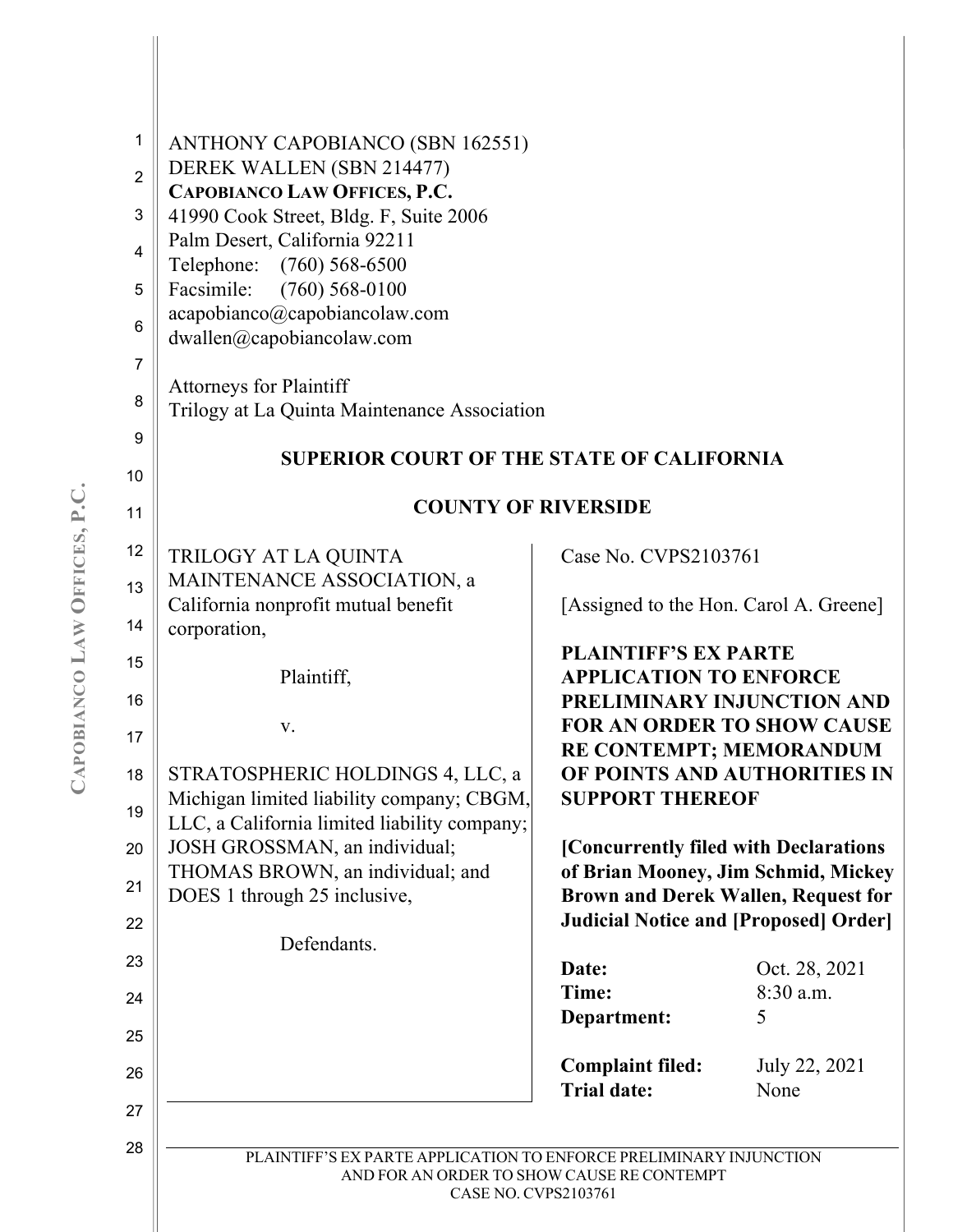ANTHONY CAPOBIANCO (SBN 162551)
DEREK WALLEN (SBN 214477)
**CAPOBIANCO LAW OFFICES, P.C.**
41990 Cook Street, Bldg. F, Suite 2006
Palm Desert, California 92211
Telephone: (760) 568-6500
Facsimile: (760) 568-0100
acapobianco@capobiancolaw.com
dwallen@capobiancolaw.com

Attorneys for Plaintiff
Trilogy at La Quinta Maintenance Association

**SUPERIOR COURT OF THE STATE OF CALIFORNIA**

**COUNTY OF RIVERSIDE**

TRILOGY AT LA QUINTA MAINTENANCE ASSOCIATION, a California nonprofit mutual benefit corporation,

Plaintiff,

v.

STRATOSPHERIC HOLDINGS 4, LLC, a Michigan limited liability company; CBGM, LLC, a California limited liability company; JOSH GROSSMAN, an individual; THOMAS BROWN, an individual; and DOES 1 through 25 inclusive,

Defendants.

Case No. CVPS2103761

[Assigned to the Hon. Carol A. Greene]

**PLAINTIFF'S EX PARTE APPLICATION TO ENFORCE PRELIMINARY INJUNCTION AND FOR AN ORDER TO SHOW CAUSE RE CONTEMPT; MEMORANDUM OF POINTS AND AUTHORITIES IN SUPPORT THEREOF**

**[Concurrently filed with Declarations of Brian Mooney, Jim Schmid, Mickey Brown and Derek Wallen, Request for Judicial Notice and [Proposed] Order]**

| | |
|---|---|
| **Date:** | Oct. 28, 2021 |
| **Time:** | 8:30 a.m. |
| **Department:** | 5 |
| | |
| **Complaint filed:** | July 22, 2021 |
| **Trial date:** | None |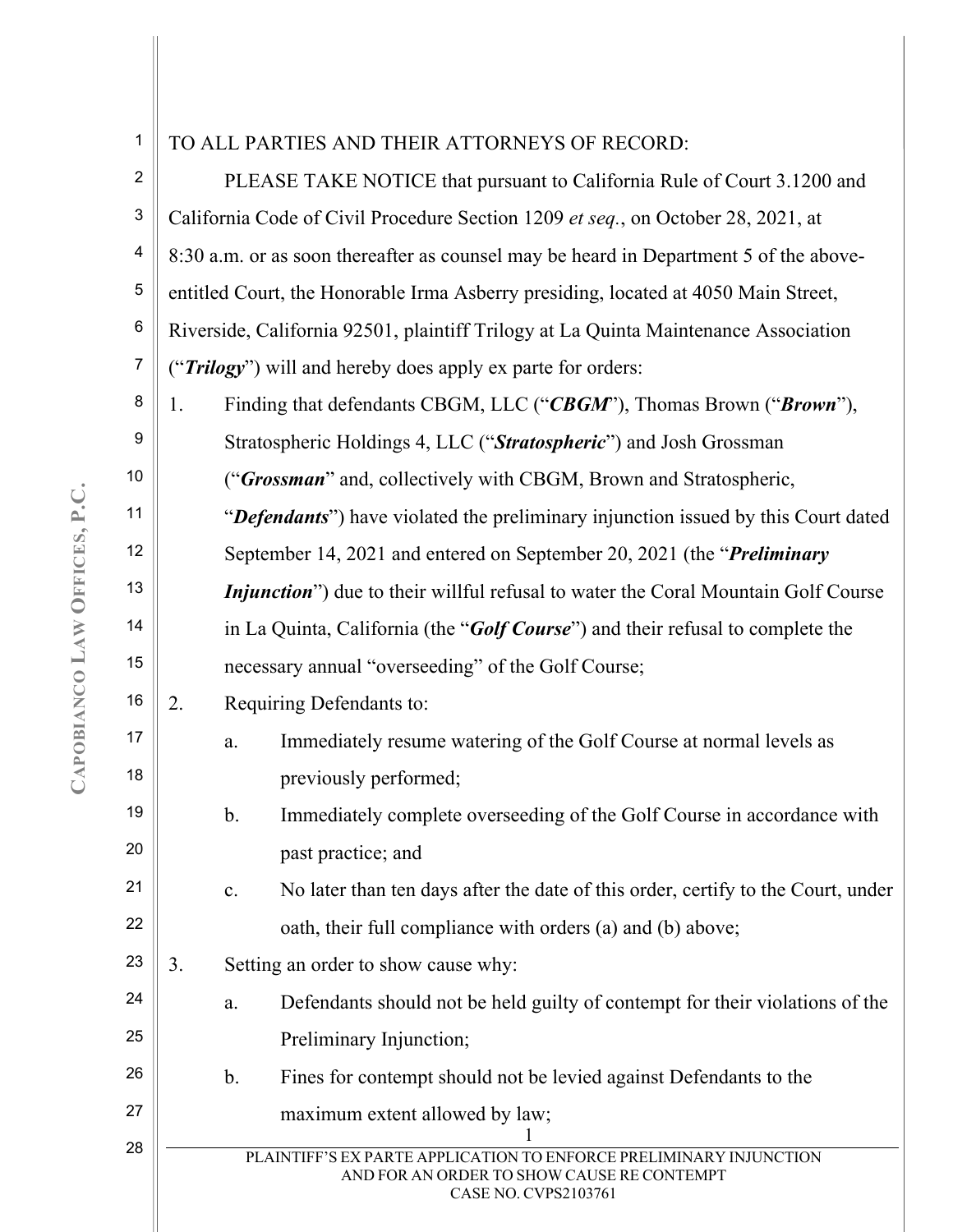TO ALL PARTIES AND THEIR ATTORNEYS OF RECORD:

PLEASE TAKE NOTICE that pursuant to California Rule of Court 3.1200 and California Code of Civil Procedure Section 1209 *et seq.*, on October 28, 2021, at 8:30 a.m. or as soon thereafter as counsel may be heard in Department 5 of the above-entitled Court, the Honorable Irma Asberry presiding, located at 4050 Main Street, Riverside, California 92501, plaintiff Trilogy at La Quinta Maintenance Association ("***Trilogy***") will and hereby does apply ex parte for orders:

1. Finding that defendants CBGM, LLC ("***CBGM***"), Thomas Brown ("***Brown***"), Stratospheric Holdings 4, LLC ("***Stratospheric***") and Josh Grossman ("***Grossman***" and, collectively with CBGM, Brown and Stratospheric, "***Defendants***") have violated the preliminary injunction issued by this Court dated September 14, 2021 and entered on September 20, 2021 (the "***Preliminary Injunction***") due to their willful refusal to water the Coral Mountain Golf Course in La Quinta, California (the "***Golf Course***") and their refusal to complete the necessary annual "overseeding" of the Golf Course;
2. Requiring Defendants to:
   a. Immediately resume watering of the Golf Course at normal levels as previously performed;
   b. Immediately complete overseeding of the Golf Course in accordance with past practice; and
   c. No later than ten days after the date of this order, certify to the Court, under oath, their full compliance with orders (a) and (b) above;
3. Setting an order to show cause why:
   a. Defendants should not be held guilty of contempt for their violations of the Preliminary Injunction;
   b. Fines for contempt should not be levied against Defendants to the maximum extent allowed by law;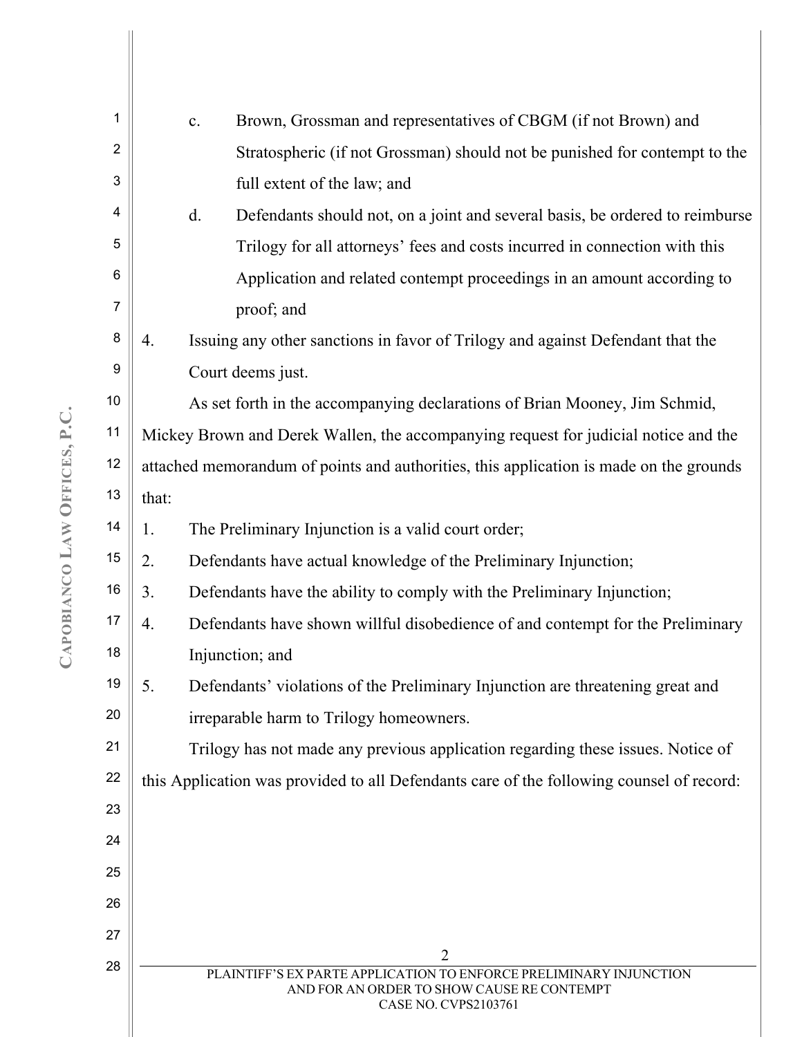c. Brown, Grossman and representatives of CBGM (if not Brown) and Stratospheric (if not Grossman) should not be punished for contempt to the full extent of the law; and

d. Defendants should not, on a joint and several basis, be ordered to reimburse Trilogy for all attorneys' fees and costs incurred in connection with this Application and related contempt proceedings in an amount according to proof; and

4. Issuing any other sanctions in favor of Trilogy and against Defendant that the Court deems just.

As set forth in the accompanying declarations of Brian Mooney, Jim Schmid, Mickey Brown and Derek Wallen, the accompanying request for judicial notice and the attached memorandum of points and authorities, this application is made on the grounds that:

1. The Preliminary Injunction is a valid court order;
2. Defendants have actual knowledge of the Preliminary Injunction;
3. Defendants have the ability to comply with the Preliminary Injunction;
4. Defendants have shown willful disobedience of and contempt for the Preliminary Injunction; and
5. Defendants' violations of the Preliminary Injunction are threatening great and irreparable harm to Trilogy homeowners.

Trilogy has not made any previous application regarding these issues. Notice of this Application was provided to all Defendants care of the following counsel of record: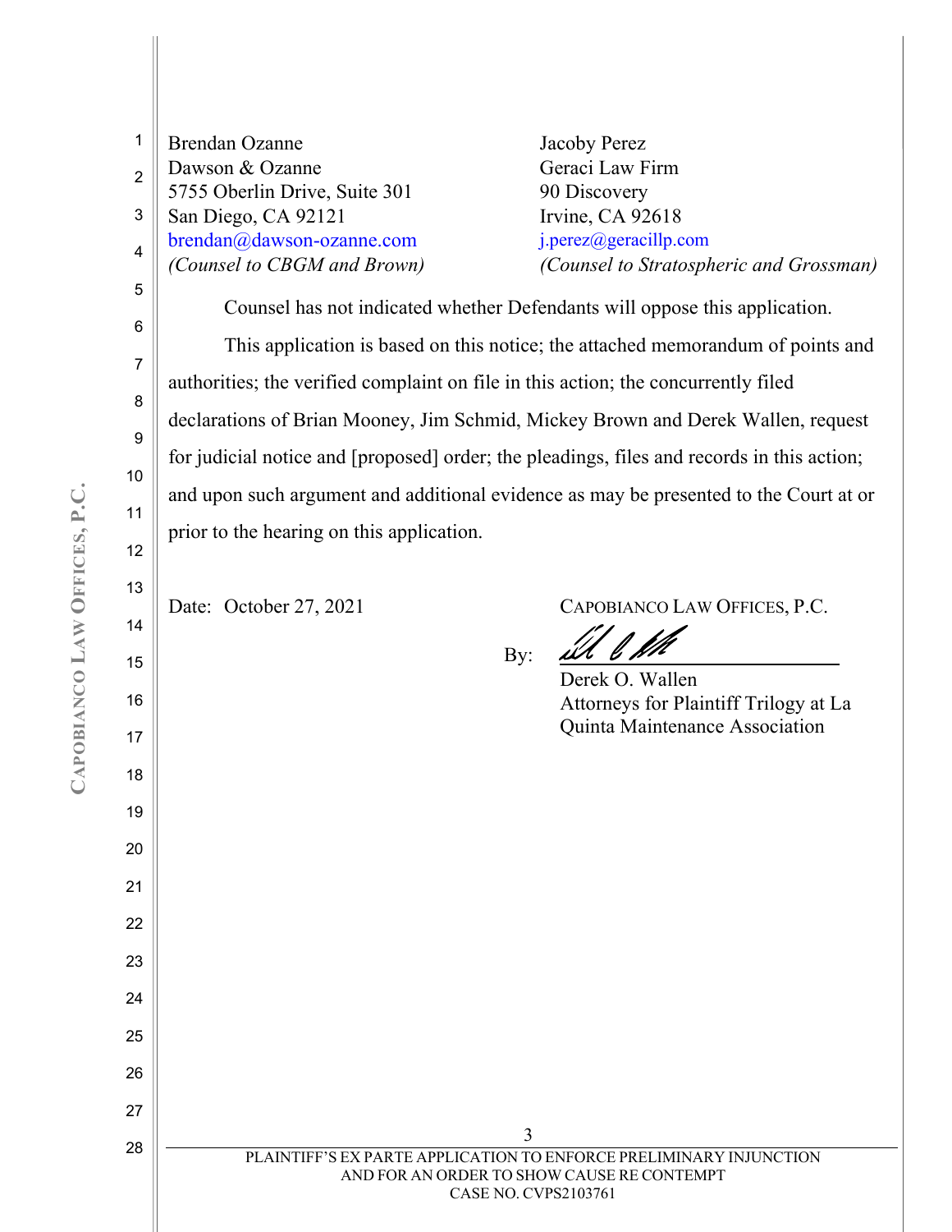| | |
|---|---|
| Brendan Ozanne<br>Dawson & Ozanne<br>5755 Oberlin Drive, Suite 301<br>San Diego, CA 92121<br>brendan@dawson-ozanne.com<br>*(Counsel to CBGM and Brown)* | Jacoby Perez<br>Geraci Law Firm<br>90 Discovery<br>Irvine, CA 92618<br>j.perez@geracillp.com<br>*(Counsel to Stratospheric and Grossman)* |

Counsel has not indicated whether Defendants will oppose this application.

This application is based on this notice; the attached memorandum of points and authorities; the verified complaint on file in this action; the concurrently filed declarations of Brian Mooney, Jim Schmid, Mickey Brown and Derek Wallen, request for judicial notice and [proposed] order; the pleadings, files and records in this action; and upon such argument and additional evidence as may be presented to the Court at or prior to the hearing on this application.

Date: October 27, 2021

CAPOBIANCO LAW OFFICES, P.C.

By: ______________________
Derek O. Wallen
Attorneys for Plaintiff Trilogy at La Quinta Maintenance Association

PLAINTIFF'S EX PARTE APPLICATION TO ENFORCE PRELIMINARY INJUNCTION AND FOR AN ORDER TO SHOW CAUSE RE CONTEMPT
CASE NO. CVPS2103761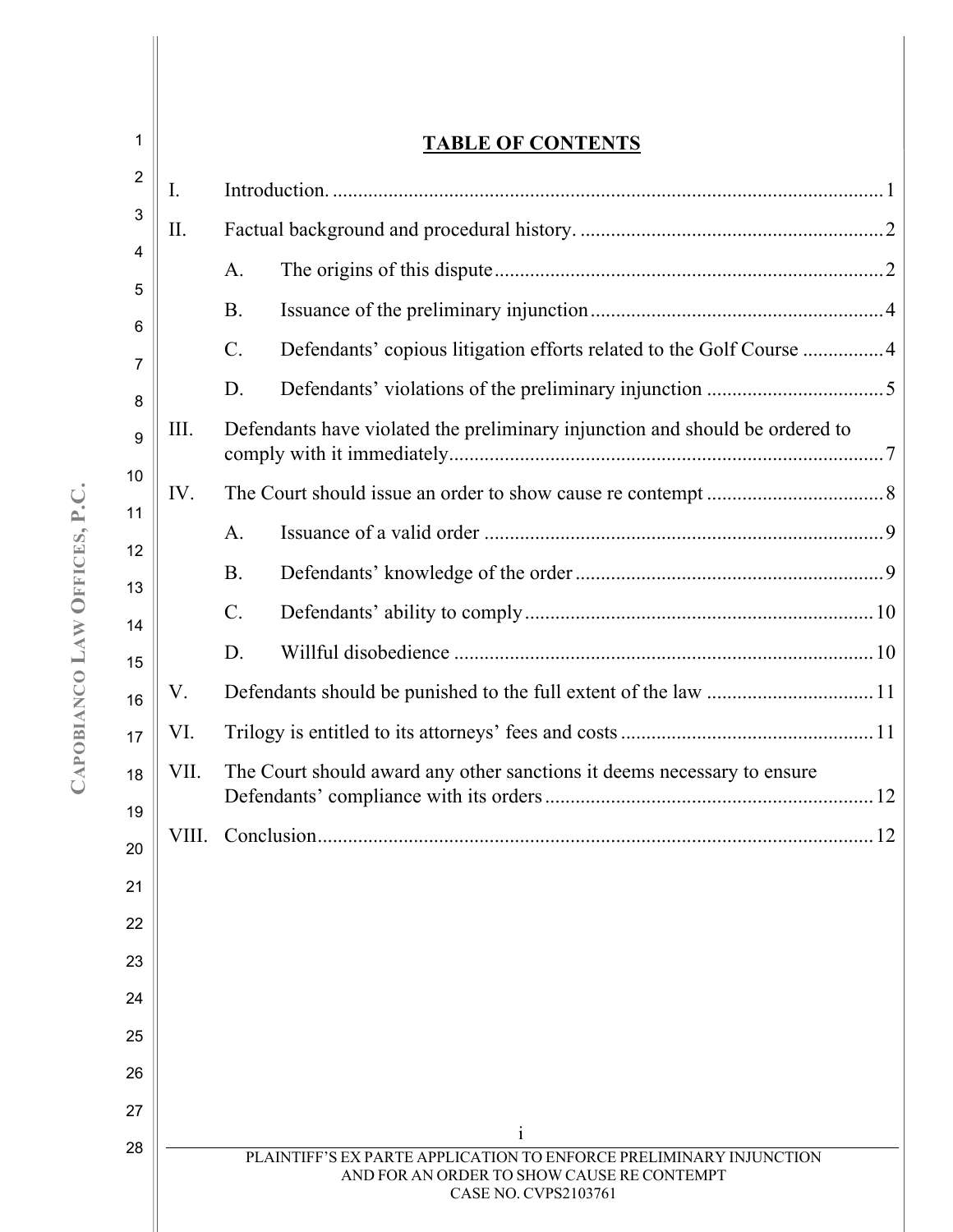# TABLE OF CONTENTS

I. Introduction. .......... 1

II. Factual background and procedural history. .......... 2

- A. The origins of this dispute .......... 2
- B. Issuance of the preliminary injunction .......... 4
- C. Defendants' copious litigation efforts related to the Golf Course .......... 4
- D. Defendants' violations of the preliminary injunction .......... 5

III. Defendants have violated the preliminary injunction and should be ordered to comply with it immediately .......... 7

IV. The Court should issue an order to show cause re contempt .......... 8

- A. Issuance of a valid order .......... 9
- B. Defendants' knowledge of the order .......... 9
- C. Defendants' ability to comply .......... 10
- D. Willful disobedience .......... 10

V. Defendants should be punished to the full extent of the law .......... 11

VI. Trilogy is entitled to its attorneys' fees and costs .......... 11

VII. The Court should award any other sanctions it deems necessary to ensure Defendants' compliance with its orders .......... 12

VIII. Conclusion .......... 12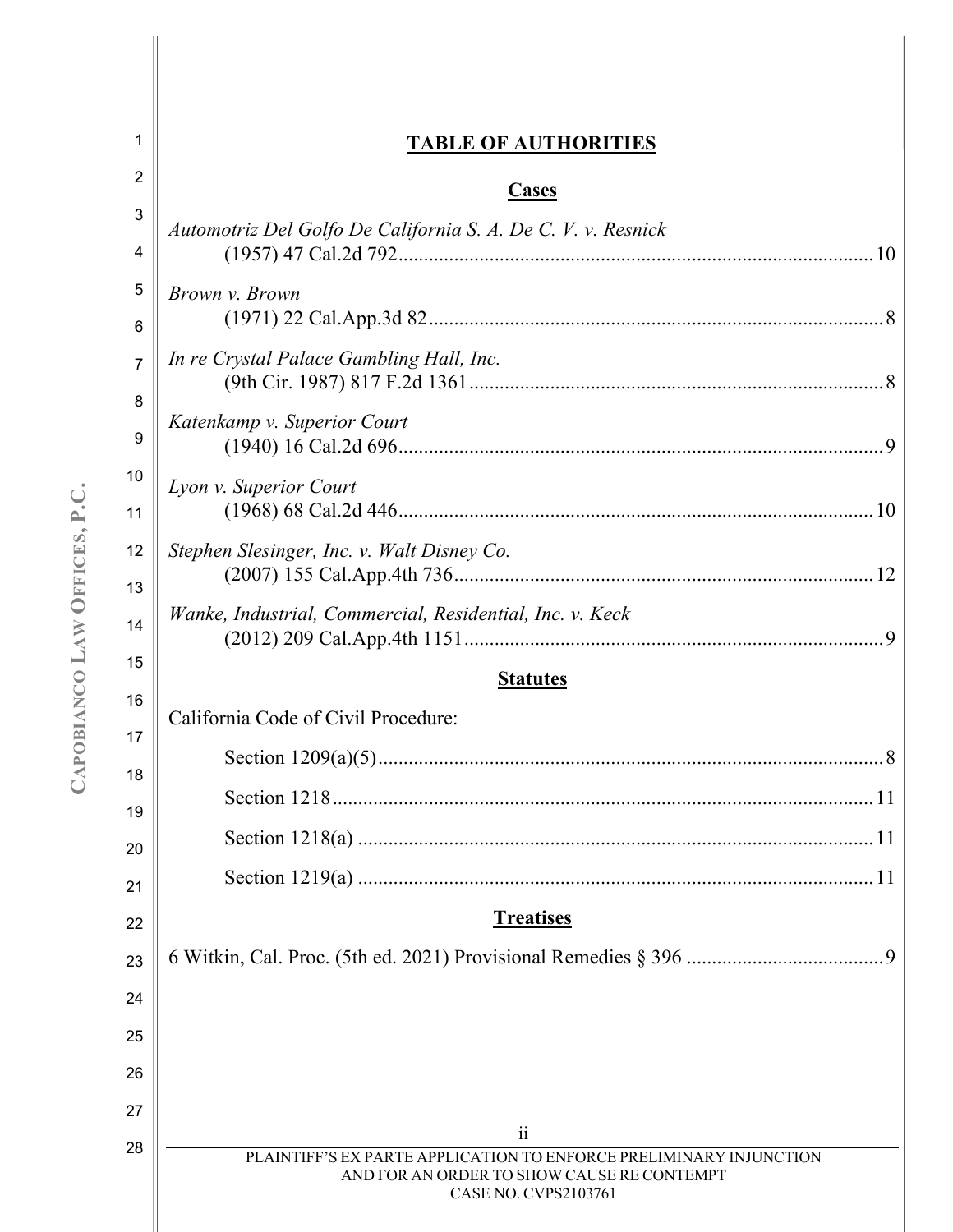# TABLE OF AUTHORITIES

## Cases

*Automotriz Del Golfo De California S. A. De C. V. v. Resnick*
(1957) 47 Cal.2d 792 ........................................ 10

*Brown v. Brown*
(1971) 22 Cal.App.3d 82 ........................................ 8

*In re Crystal Palace Gambling Hall, Inc.*
(9th Cir. 1987) 817 F.2d 1361 ........................................ 8

*Katenkamp v. Superior Court*
(1940) 16 Cal.2d 696 ........................................ 9

*Lyon v. Superior Court*
(1968) 68 Cal.2d 446 ........................................ 10

*Stephen Slesinger, Inc. v. Walt Disney Co.*
(2007) 155 Cal.App.4th 736 ........................................ 12

*Wanke, Industrial, Commercial, Residential, Inc. v. Keck*
(2012) 209 Cal.App.4th 1151 ........................................ 9

## Statutes

California Code of Civil Procedure:

Section 1209(a)(5) ........................................ 8

Section 1218 ........................................ 11

Section 1218(a) ........................................ 11

Section 1219(a) ........................................ 11

## Treatises

6 Witkin, Cal. Proc. (5th ed. 2021) Provisional Remedies § 396 ........................................ 9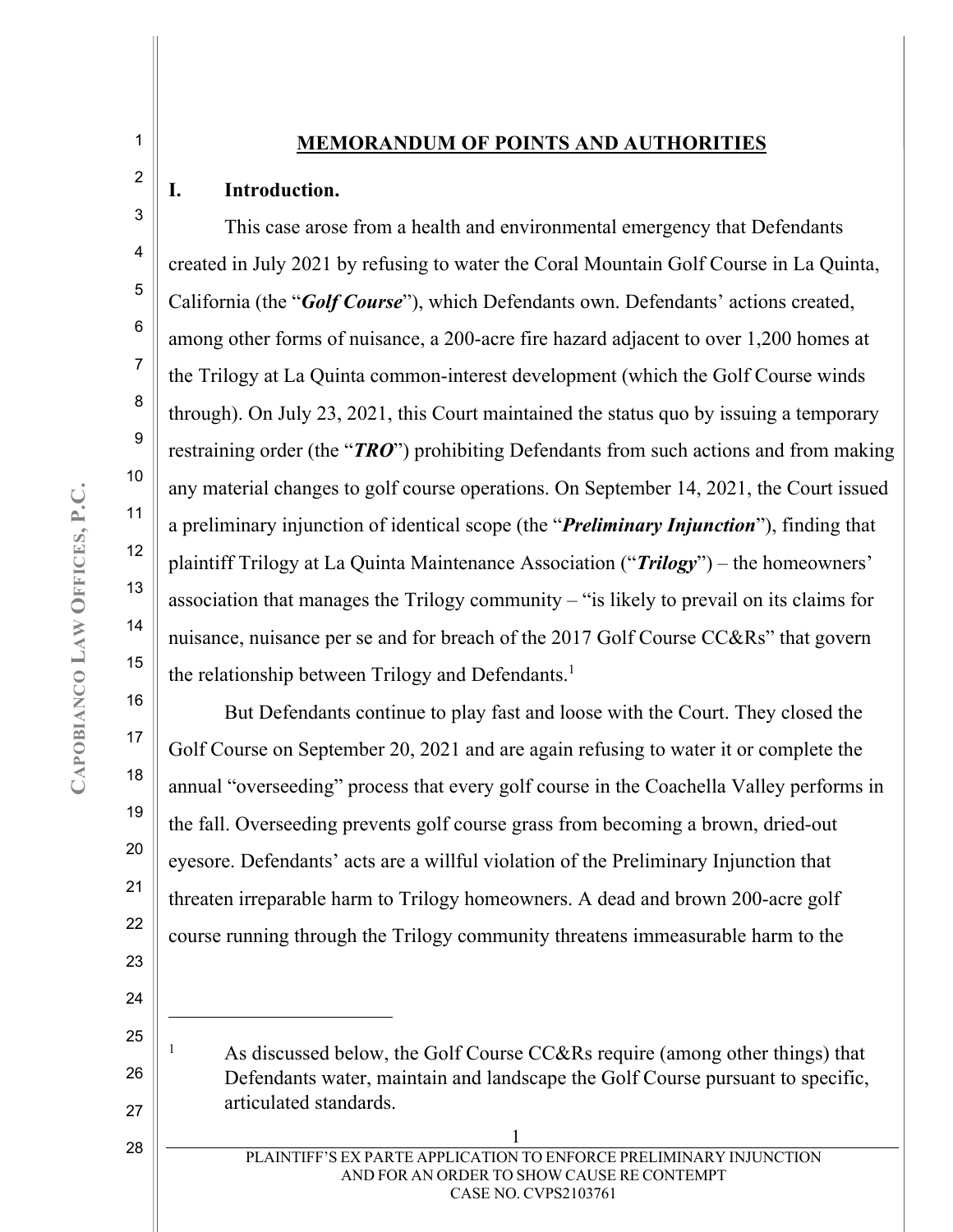## MEMORANDUM OF POINTS AND AUTHORITIES

### I. Introduction.

This case arose from a health and environmental emergency that Defendants created in July 2021 by refusing to water the Coral Mountain Golf Course in La Quinta, California (the "***Golf Course***"), which Defendants own. Defendants' actions created, among other forms of nuisance, a 200-acre fire hazard adjacent to over 1,200 homes at the Trilogy at La Quinta common-interest development (which the Golf Course winds through). On July 23, 2021, this Court maintained the status quo by issuing a temporary restraining order (the "***TRO***") prohibiting Defendants from such actions and from making any material changes to golf course operations. On September 14, 2021, the Court issued a preliminary injunction of identical scope (the "***Preliminary Injunction***"), finding that plaintiff Trilogy at La Quinta Maintenance Association ("***Trilogy***") – the homeowners' association that manages the Trilogy community – "is likely to prevail on its claims for nuisance, nuisance per se and for breach of the 2017 Golf Course CC&Rs" that govern the relationship between Trilogy and Defendants.[1]

But Defendants continue to play fast and loose with the Court. They closed the Golf Course on September 20, 2021 and are again refusing to water it or complete the annual "overseeding" process that every golf course in the Coachella Valley performs in the fall. Overseeding prevents golf course grass from becoming a brown, dried-out eyesore. Defendants' acts are a willful violation of the Preliminary Injunction that threaten irreparable harm to Trilogy homeowners. A dead and brown 200-acre golf course running through the Trilogy community threatens immeasurable harm to the

---

[1] As discussed below, the Golf Course CC&Rs require (among other things) that Defendants water, maintain and landscape the Golf Course pursuant to specific, articulated standards.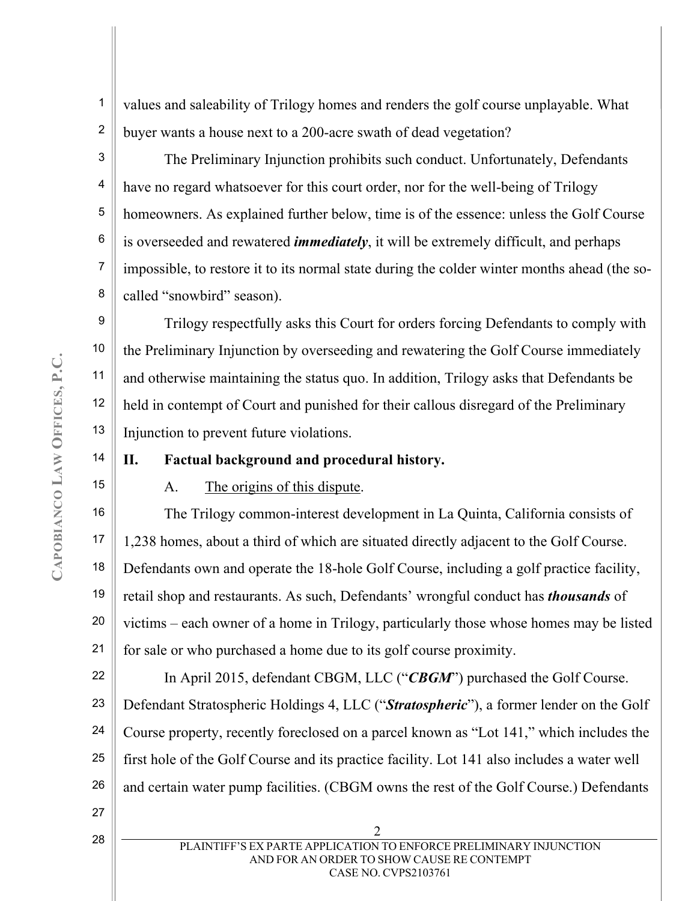values and saleability of Trilogy homes and renders the golf course unplayable. What buyer wants a house next to a 200-acre swath of dead vegetation?

The Preliminary Injunction prohibits such conduct. Unfortunately, Defendants have no regard whatsoever for this court order, nor for the well-being of Trilogy homeowners. As explained further below, time is of the essence: unless the Golf Course is overseeded and rewatered ***immediately***, it will be extremely difficult, and perhaps impossible, to restore it to its normal state during the colder winter months ahead (the so-called "snowbird" season).

Trilogy respectfully asks this Court for orders forcing Defendants to comply with the Preliminary Injunction by overseeding and rewatering the Golf Course immediately and otherwise maintaining the status quo. In addition, Trilogy asks that Defendants be held in contempt of Court and punished for their callous disregard of the Preliminary Injunction to prevent future violations.

## II. Factual background and procedural history.

### A. The origins of this dispute.

The Trilogy common-interest development in La Quinta, California consists of 1,238 homes, about a third of which are situated directly adjacent to the Golf Course. Defendants own and operate the 18-hole Golf Course, including a golf practice facility, retail shop and restaurants. As such, Defendants' wrongful conduct has ***thousands*** of victims – each owner of a home in Trilogy, particularly those whose homes may be listed for sale or who purchased a home due to its golf course proximity.

In April 2015, defendant CBGM, LLC ("***CBGM***") purchased the Golf Course. Defendant Stratospheric Holdings 4, LLC ("***Stratospheric***"), a former lender on the Golf Course property, recently foreclosed on a parcel known as "Lot 141," which includes the first hole of the Golf Course and its practice facility. Lot 141 also includes a water well and certain water pump facilities. (CBGM owns the rest of the Golf Course.) Defendants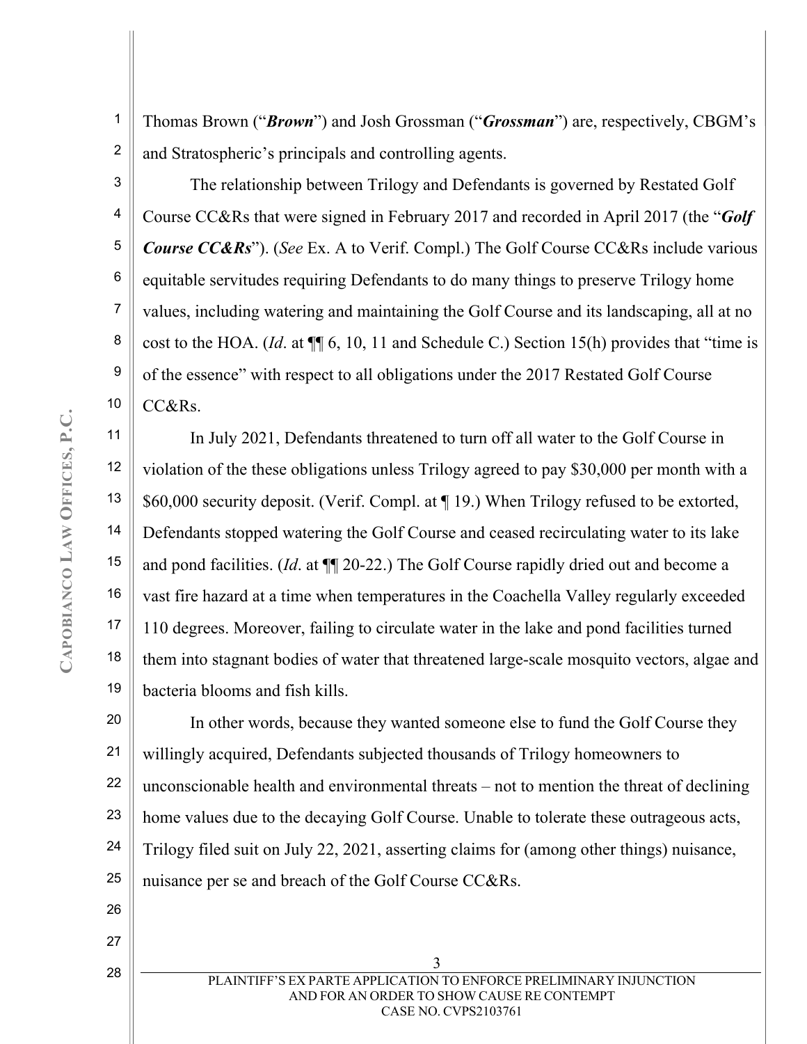Thomas Brown ("***Brown***") and Josh Grossman ("***Grossman***") are, respectively, CBGM's and Stratospheric's principals and controlling agents.

The relationship between Trilogy and Defendants is governed by Restated Golf Course CC&Rs that were signed in February 2017 and recorded in April 2017 (the "***Golf Course CC&Rs***"). (*See* Ex. A to Verif. Compl.) The Golf Course CC&Rs include various equitable servitudes requiring Defendants to do many things to preserve Trilogy home values, including watering and maintaining the Golf Course and its landscaping, all at no cost to the HOA. (*Id*. at ¶¶ 6, 10, 11 and Schedule C.) Section 15(h) provides that "time is of the essence" with respect to all obligations under the 2017 Restated Golf Course CC&Rs.

In July 2021, Defendants threatened to turn off all water to the Golf Course in violation of the these obligations unless Trilogy agreed to pay $30,000 per month with a $60,000 security deposit. (Verif. Compl. at ¶ 19.) When Trilogy refused to be extorted, Defendants stopped watering the Golf Course and ceased recirculating water to its lake and pond facilities. (*Id*. at ¶¶ 20-22.) The Golf Course rapidly dried out and become a vast fire hazard at a time when temperatures in the Coachella Valley regularly exceeded 110 degrees. Moreover, failing to circulate water in the lake and pond facilities turned them into stagnant bodies of water that threatened large-scale mosquito vectors, algae and bacteria blooms and fish kills.

In other words, because they wanted someone else to fund the Golf Course they willingly acquired, Defendants subjected thousands of Trilogy homeowners to unconscionable health and environmental threats – not to mention the threat of declining home values due to the decaying Golf Course. Unable to tolerate these outrageous acts, Trilogy filed suit on July 22, 2021, asserting claims for (among other things) nuisance, nuisance per se and breach of the Golf Course CC&Rs.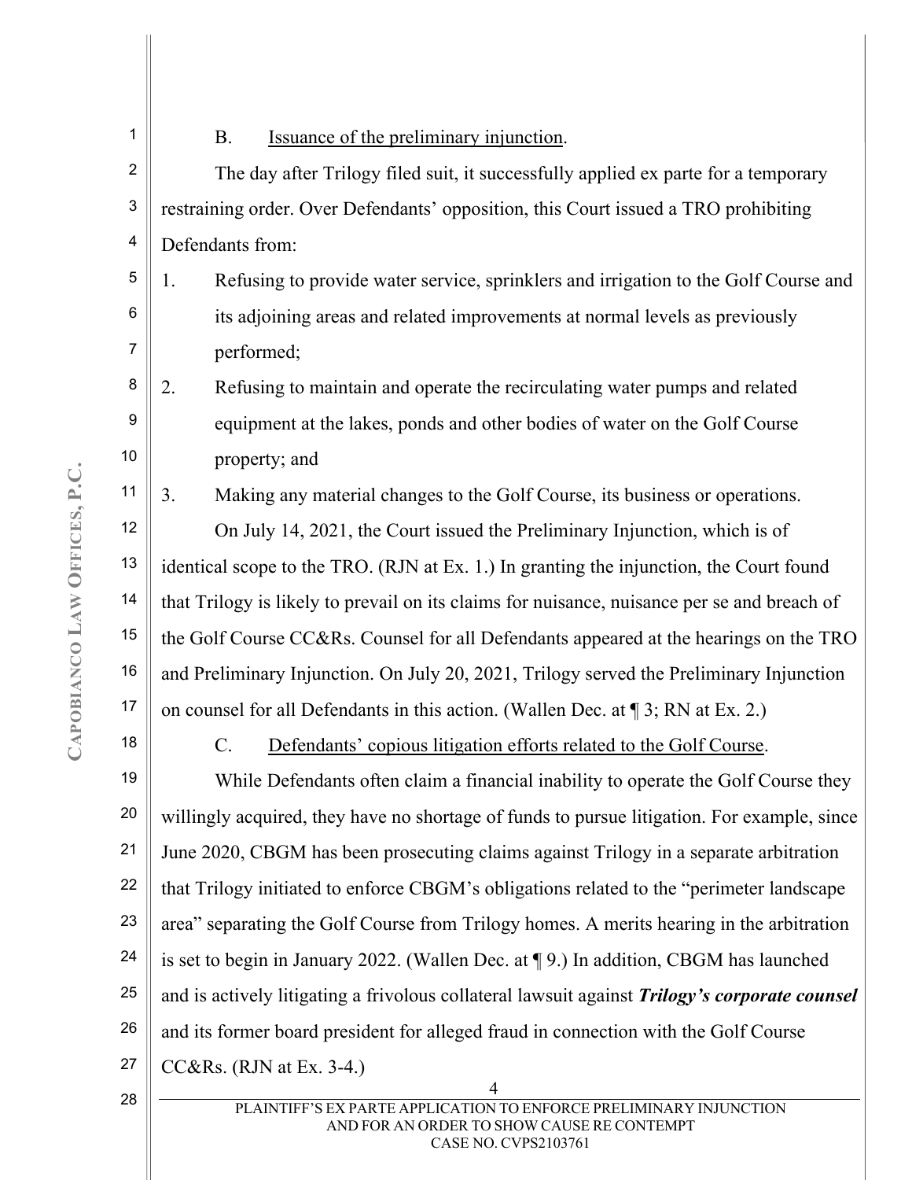B. Issuance of the preliminary injunction.

The day after Trilogy filed suit, it successfully applied ex parte for a temporary restraining order. Over Defendants' opposition, this Court issued a TRO prohibiting Defendants from:

1. Refusing to provide water service, sprinklers and irrigation to the Golf Course and its adjoining areas and related improvements at normal levels as previously performed;
2. Refusing to maintain and operate the recirculating water pumps and related equipment at the lakes, ponds and other bodies of water on the Golf Course property; and
3. Making any material changes to the Golf Course, its business or operations.

On July 14, 2021, the Court issued the Preliminary Injunction, which is of identical scope to the TRO. (RJN at Ex. 1.) In granting the injunction, the Court found that Trilogy is likely to prevail on its claims for nuisance, nuisance per se and breach of the Golf Course CC&Rs. Counsel for all Defendants appeared at the hearings on the TRO and Preliminary Injunction. On July 20, 2021, Trilogy served the Preliminary Injunction on counsel for all Defendants in this action. (Wallen Dec. at ¶ 3; RN at Ex. 2.)

C. Defendants' copious litigation efforts related to the Golf Course.

While Defendants often claim a financial inability to operate the Golf Course they willingly acquired, they have no shortage of funds to pursue litigation. For example, since June 2020, CBGM has been prosecuting claims against Trilogy in a separate arbitration that Trilogy initiated to enforce CBGM's obligations related to the "perimeter landscape area" separating the Golf Course from Trilogy homes. A merits hearing in the arbitration is set to begin in January 2022. (Wallen Dec. at ¶ 9.) In addition, CBGM has launched and is actively litigating a frivolous collateral lawsuit against ***Trilogy's corporate counsel*** and its former board president for alleged fraud in connection with the Golf Course CC&Rs. (RJN at Ex. 3-4.)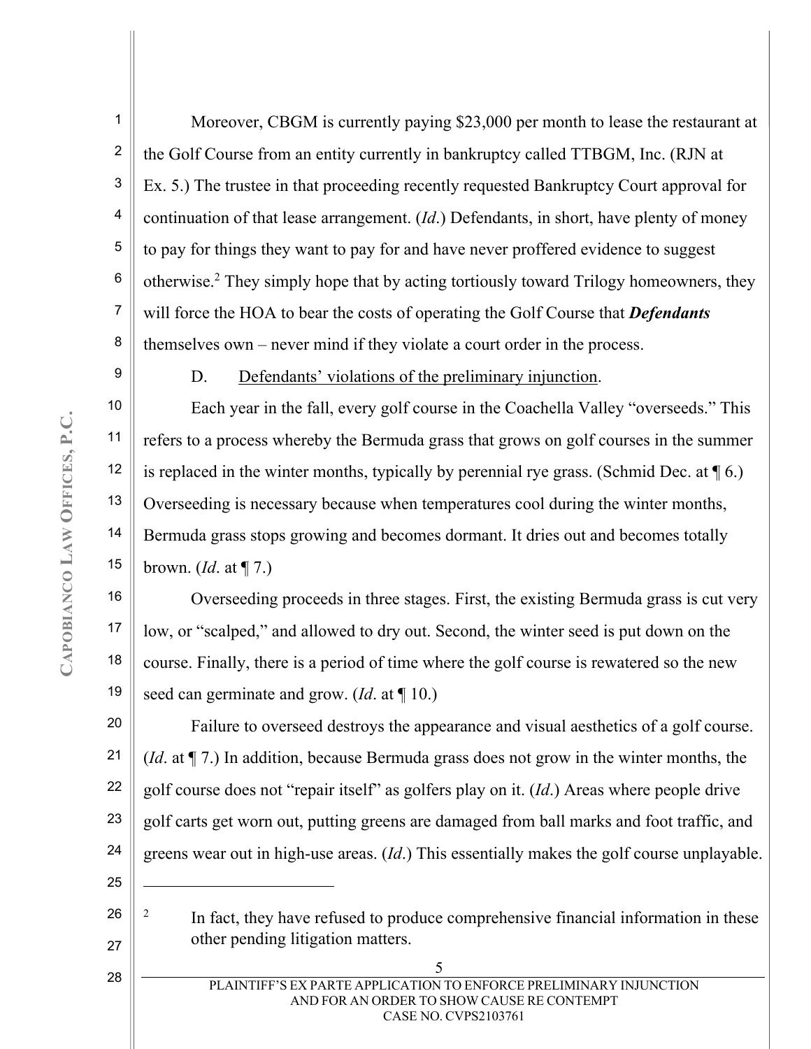Moreover, CBGM is currently paying $23,000 per month to lease the restaurant at the Golf Course from an entity currently in bankruptcy called TTBGM, Inc. (RJN at Ex. 5.) The trustee in that proceeding recently requested Bankruptcy Court approval for continuation of that lease arrangement. (*Id*.) Defendants, in short, have plenty of money to pay for things they want to pay for and have never proffered evidence to suggest otherwise.[2] They simply hope that by acting tortiously toward Trilogy homeowners, they will force the HOA to bear the costs of operating the Golf Course that ***Defendants*** themselves own – never mind if they violate a court order in the process.

D. Defendants' violations of the preliminary injunction.

Each year in the fall, every golf course in the Coachella Valley "overseeds." This refers to a process whereby the Bermuda grass that grows on golf courses in the summer is replaced in the winter months, typically by perennial rye grass. (Schmid Dec. at ¶ 6.) Overseeding is necessary because when temperatures cool during the winter months, Bermuda grass stops growing and becomes dormant. It dries out and becomes totally brown. (*Id*. at ¶ 7.)

Overseeding proceeds in three stages. First, the existing Bermuda grass is cut very low, or "scalped," and allowed to dry out. Second, the winter seed is put down on the course. Finally, there is a period of time where the golf course is rewatered so the new seed can germinate and grow. (*Id*. at ¶ 10.)

Failure to overseed destroys the appearance and visual aesthetics of a golf course. (*Id*. at ¶ 7.) In addition, because Bermuda grass does not grow in the winter months, the golf course does not "repair itself" as golfers play on it. (*Id*.) Areas where people drive golf carts get worn out, putting greens are damaged from ball marks and foot traffic, and greens wear out in high-use areas. (*Id*.) This essentially makes the golf course unplayable.

---

[2] In fact, they have refused to produce comprehensive financial information in these other pending litigation matters.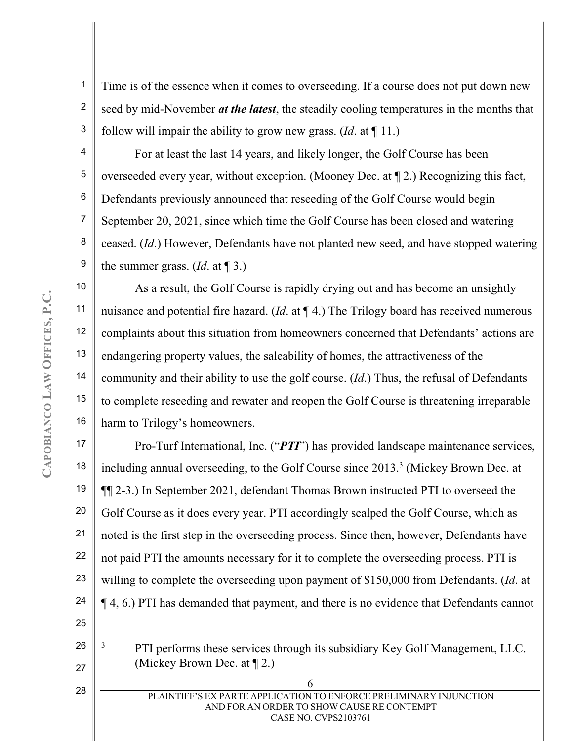Time is of the essence when it comes to overseeding. If a course does not put down new seed by mid-November ***at the latest***, the steadily cooling temperatures in the months that follow will impair the ability to grow new grass. (*Id*. at ¶ 11.)

For at least the last 14 years, and likely longer, the Golf Course has been overseeded every year, without exception. (Mooney Dec. at ¶ 2.) Recognizing this fact, Defendants previously announced that reseeding of the Golf Course would begin September 20, 2021, since which time the Golf Course has been closed and watering ceased. (*Id*.) However, Defendants have not planted new seed, and have stopped watering the summer grass. (*Id*. at ¶ 3.)

As a result, the Golf Course is rapidly drying out and has become an unsightly nuisance and potential fire hazard. (*Id*. at ¶ 4.) The Trilogy board has received numerous complaints about this situation from homeowners concerned that Defendants' actions are endangering property values, the saleability of homes, the attractiveness of the community and their ability to use the golf course. (*Id*.) Thus, the refusal of Defendants to complete reseeding and rewater and reopen the Golf Course is threatening irreparable harm to Trilogy's homeowners.

Pro-Turf International, Inc. ("***PTI***") has provided landscape maintenance services, including annual overseeding, to the Golf Course since 2013.[3] (Mickey Brown Dec. at ¶¶ 2-3.) In September 2021, defendant Thomas Brown instructed PTI to overseed the Golf Course as it does every year. PTI accordingly scalped the Golf Course, which as noted is the first step in the overseeding process. Since then, however, Defendants have not paid PTI the amounts necessary for it to complete the overseeding process. PTI is willing to complete the overseeding upon payment of $150,000 from Defendants. (*Id*. at ¶ 4, 6.) PTI has demanded that payment, and there is no evidence that Defendants cannot

---

[3] PTI performs these services through its subsidiary Key Golf Management, LLC. (Mickey Brown Dec. at ¶ 2.)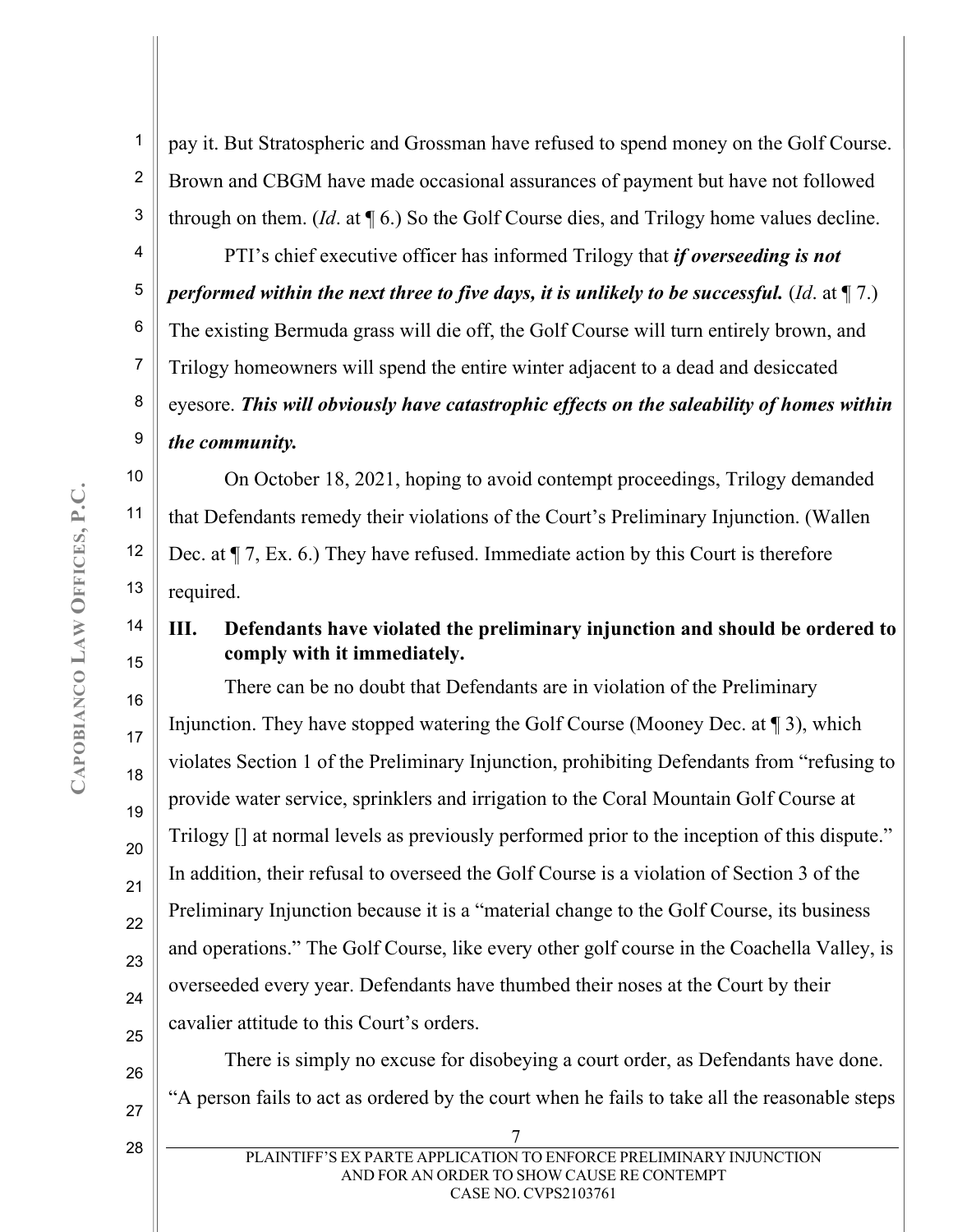pay it. But Stratospheric and Grossman have refused to spend money on the Golf Course. Brown and CBGM have made occasional assurances of payment but have not followed through on them. (*Id*. at ¶ 6.) So the Golf Course dies, and Trilogy home values decline.

PTI's chief executive officer has informed Trilogy that ***if overseeding is not performed within the next three to five days, it is unlikely to be successful.*** (*Id*. at ¶ 7.) The existing Bermuda grass will die off, the Golf Course will turn entirely brown, and Trilogy homeowners will spend the entire winter adjacent to a dead and desiccated eyesore. ***This will obviously have catastrophic effects on the saleability of homes within the community.***

On October 18, 2021, hoping to avoid contempt proceedings, Trilogy demanded that Defendants remedy their violations of the Court's Preliminary Injunction. (Wallen Dec. at ¶ 7, Ex. 6.) They have refused. Immediate action by this Court is therefore required.

## III. Defendants have violated the preliminary injunction and should be ordered to comply with it immediately.

There can be no doubt that Defendants are in violation of the Preliminary Injunction. They have stopped watering the Golf Course (Mooney Dec. at ¶ 3), which violates Section 1 of the Preliminary Injunction, prohibiting Defendants from "refusing to provide water service, sprinklers and irrigation to the Coral Mountain Golf Course at Trilogy [] at normal levels as previously performed prior to the inception of this dispute." In addition, their refusal to overseed the Golf Course is a violation of Section 3 of the Preliminary Injunction because it is a "material change to the Golf Course, its business and operations." The Golf Course, like every other golf course in the Coachella Valley, is overseeded every year. Defendants have thumbed their noses at the Court by their cavalier attitude to this Court's orders.

There is simply no excuse for disobeying a court order, as Defendants have done. "A person fails to act as ordered by the court when he fails to take all the reasonable steps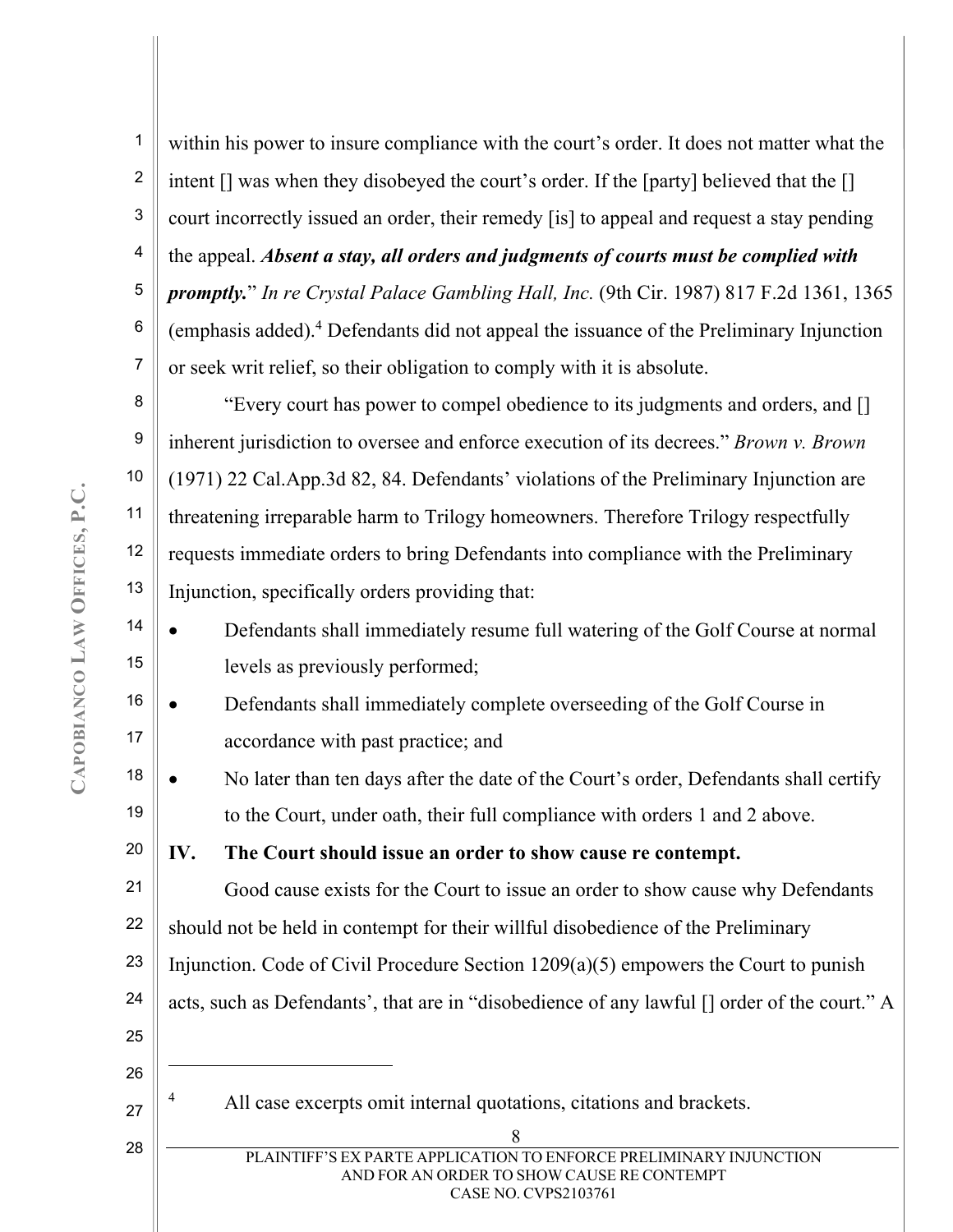within his power to insure compliance with the court's order. It does not matter what the intent [] was when they disobeyed the court's order. If the [party] believed that the [] court incorrectly issued an order, their remedy [is] to appeal and request a stay pending the appeal. ***Absent a stay, all orders and judgments of courts must be complied with promptly.***" *In re Crystal Palace Gambling Hall, Inc.* (9th Cir. 1987) 817 F.2d 1361, 1365 (emphasis added).[4] Defendants did not appeal the issuance of the Preliminary Injunction or seek writ relief, so their obligation to comply with it is absolute.

"Every court has power to compel obedience to its judgments and orders, and [] inherent jurisdiction to oversee and enforce execution of its decrees." *Brown v. Brown* (1971) 22 Cal.App.3d 82, 84. Defendants' violations of the Preliminary Injunction are threatening irreparable harm to Trilogy homeowners. Therefore Trilogy respectfully requests immediate orders to bring Defendants into compliance with the Preliminary Injunction, specifically orders providing that:

- Defendants shall immediately resume full watering of the Golf Course at normal levels as previously performed;
- Defendants shall immediately complete overseeding of the Golf Course in accordance with past practice; and
- No later than ten days after the date of the Court's order, Defendants shall certify to the Court, under oath, their full compliance with orders 1 and 2 above.

## IV. The Court should issue an order to show cause re contempt.

Good cause exists for the Court to issue an order to show cause why Defendants should not be held in contempt for their willful disobedience of the Preliminary Injunction. Code of Civil Procedure Section 1209(a)(5) empowers the Court to punish acts, such as Defendants', that are in "disobedience of any lawful [] order of the court." A

[4] All case excerpts omit internal quotations, citations and brackets.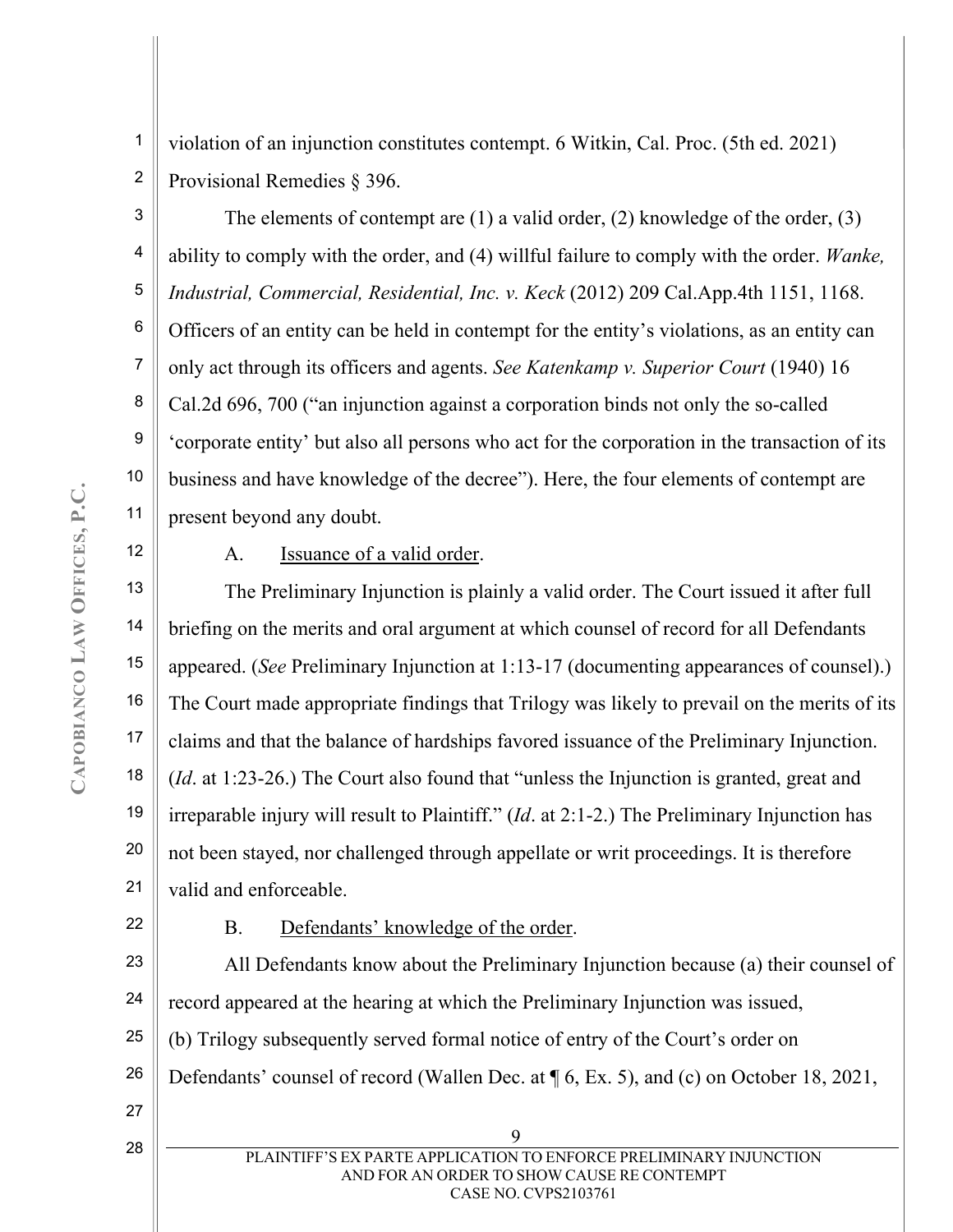violation of an injunction constitutes contempt. 6 Witkin, Cal. Proc. (5th ed. 2021) Provisional Remedies § 396.

The elements of contempt are (1) a valid order, (2) knowledge of the order, (3) ability to comply with the order, and (4) willful failure to comply with the order. *Wanke, Industrial, Commercial, Residential, Inc. v. Keck* (2012) 209 Cal.App.4th 1151, 1168. Officers of an entity can be held in contempt for the entity's violations, as an entity can only act through its officers and agents. *See Katenkamp v. Superior Court* (1940) 16 Cal.2d 696, 700 ("an injunction against a corporation binds not only the so-called 'corporate entity' but also all persons who act for the corporation in the transaction of its business and have knowledge of the decree"). Here, the four elements of contempt are present beyond any doubt.

A. Issuance of a valid order.

The Preliminary Injunction is plainly a valid order. The Court issued it after full briefing on the merits and oral argument at which counsel of record for all Defendants appeared. (*See* Preliminary Injunction at 1:13-17 (documenting appearances of counsel).) The Court made appropriate findings that Trilogy was likely to prevail on the merits of its claims and that the balance of hardships favored issuance of the Preliminary Injunction. (*Id*. at 1:23-26.) The Court also found that "unless the Injunction is granted, great and irreparable injury will result to Plaintiff." (*Id*. at 2:1-2.) The Preliminary Injunction has not been stayed, nor challenged through appellate or writ proceedings. It is therefore valid and enforceable.

B. Defendants' knowledge of the order.

All Defendants know about the Preliminary Injunction because (a) their counsel of record appeared at the hearing at which the Preliminary Injunction was issued, (b) Trilogy subsequently served formal notice of entry of the Court's order on Defendants' counsel of record (Wallen Dec. at ¶ 6, Ex. 5), and (c) on October 18, 2021,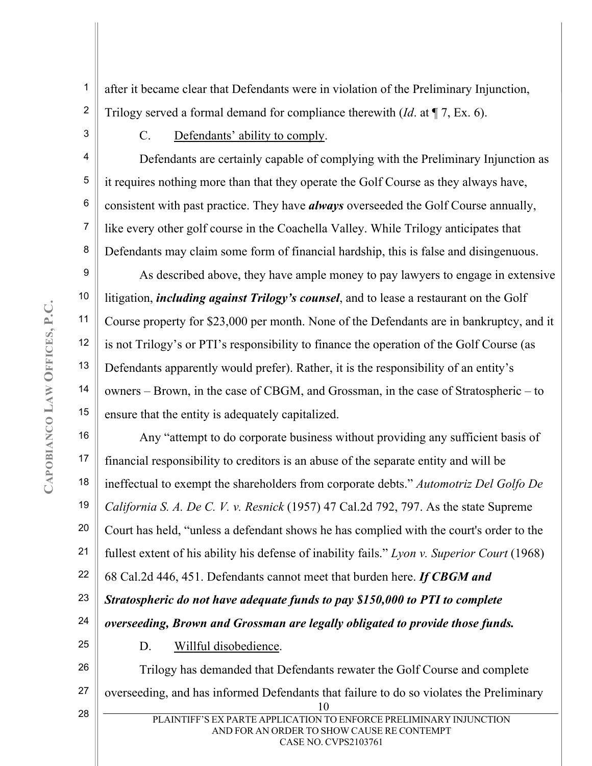after it became clear that Defendants were in violation of the Preliminary Injunction, Trilogy served a formal demand for compliance therewith (*Id*. at ¶ 7, Ex. 6).

C. Defendants' ability to comply.

Defendants are certainly capable of complying with the Preliminary Injunction as it requires nothing more than that they operate the Golf Course as they always have, consistent with past practice. They have ***always*** overseeded the Golf Course annually, like every other golf course in the Coachella Valley. While Trilogy anticipates that Defendants may claim some form of financial hardship, this is false and disingenuous.

As described above, they have ample money to pay lawyers to engage in extensive litigation, ***including against Trilogy's counsel***, and to lease a restaurant on the Golf Course property for $23,000 per month. None of the Defendants are in bankruptcy, and it is not Trilogy's or PTI's responsibility to finance the operation of the Golf Course (as Defendants apparently would prefer). Rather, it is the responsibility of an entity's owners – Brown, in the case of CBGM, and Grossman, in the case of Stratospheric – to ensure that the entity is adequately capitalized.

Any "attempt to do corporate business without providing any sufficient basis of financial responsibility to creditors is an abuse of the separate entity and will be ineffectual to exempt the shareholders from corporate debts." *Automotriz Del Golfo De California S. A. De C. V. v. Resnick* (1957) 47 Cal.2d 792, 797. As the state Supreme Court has held, "unless a defendant shows he has complied with the court's order to the fullest extent of his ability his defense of inability fails." *Lyon v. Superior Court* (1968) 68 Cal.2d 446, 451. Defendants cannot meet that burden here. ***If CBGM and Stratospheric do not have adequate funds to pay $150,000 to PTI to complete overseeding, Brown and Grossman are legally obligated to provide those funds.***

D. Willful disobedience.

Trilogy has demanded that Defendants rewater the Golf Course and complete overseeding, and has informed Defendants that failure to do so violates the Preliminary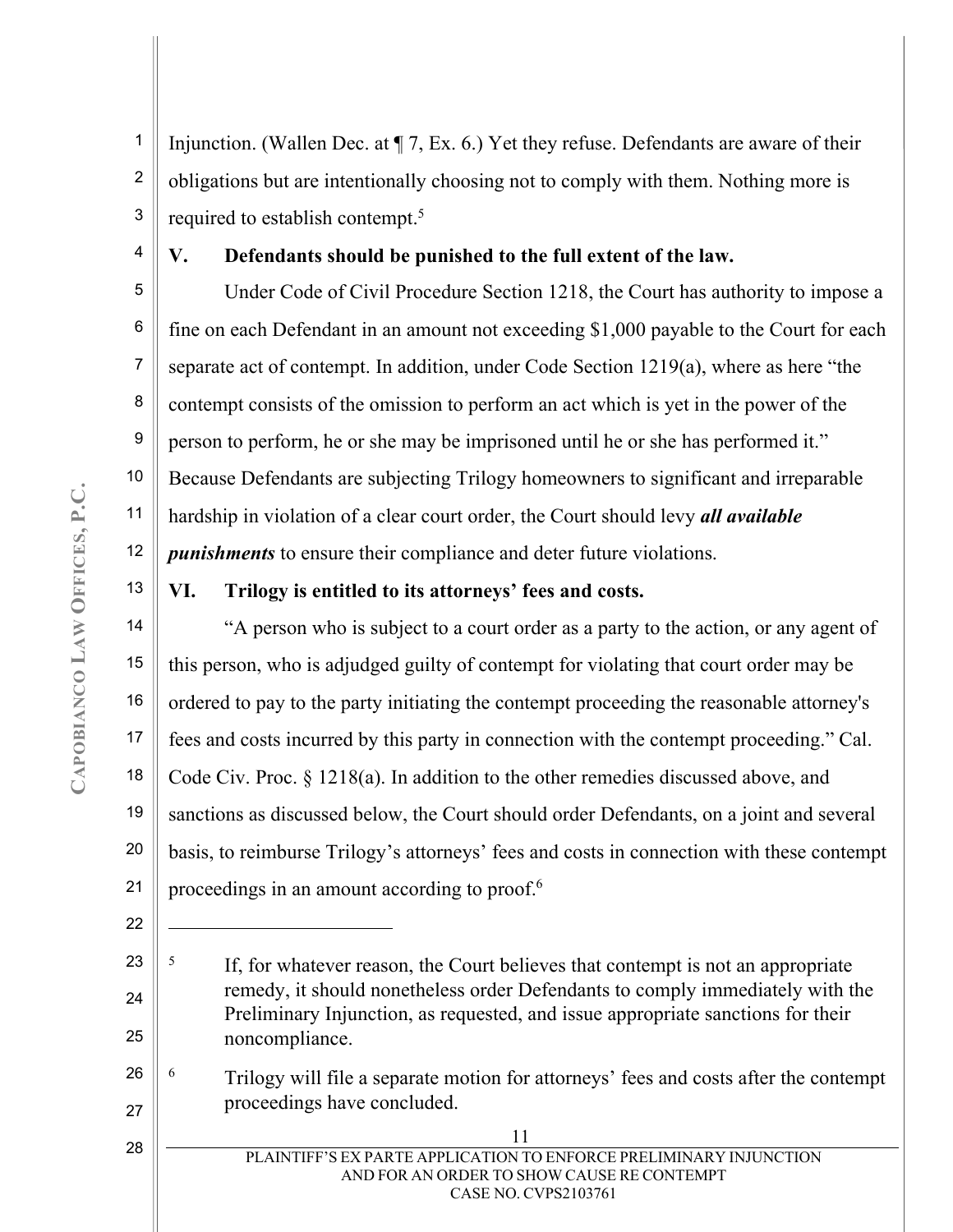Injunction. (Wallen Dec. at ¶ 7, Ex. 6.) Yet they refuse. Defendants are aware of their obligations but are intentionally choosing not to comply with them. Nothing more is required to establish contempt.[5]

## V. Defendants should be punished to the full extent of the law.

Under Code of Civil Procedure Section 1218, the Court has authority to impose a fine on each Defendant in an amount not exceeding $1,000 payable to the Court for each separate act of contempt. In addition, under Code Section 1219(a), where as here "the contempt consists of the omission to perform an act which is yet in the power of the person to perform, he or she may be imprisoned until he or she has performed it." Because Defendants are subjecting Trilogy homeowners to significant and irreparable hardship in violation of a clear court order, the Court should levy ***all available punishments*** to ensure their compliance and deter future violations.

## VI. Trilogy is entitled to its attorneys' fees and costs.

"A person who is subject to a court order as a party to the action, or any agent of this person, who is adjudged guilty of contempt for violating that court order may be ordered to pay to the party initiating the contempt proceeding the reasonable attorney's fees and costs incurred by this party in connection with the contempt proceeding." Cal. Code Civ. Proc. § 1218(a). In addition to the other remedies discussed above, and sanctions as discussed below, the Court should order Defendants, on a joint and several basis, to reimburse Trilogy's attorneys' fees and costs in connection with these contempt proceedings in an amount according to proof.[6]

---

[5] If, for whatever reason, the Court believes that contempt is not an appropriate remedy, it should nonetheless order Defendants to comply immediately with the Preliminary Injunction, as requested, and issue appropriate sanctions for their noncompliance.

[6] Trilogy will file a separate motion for attorneys' fees and costs after the contempt proceedings have concluded.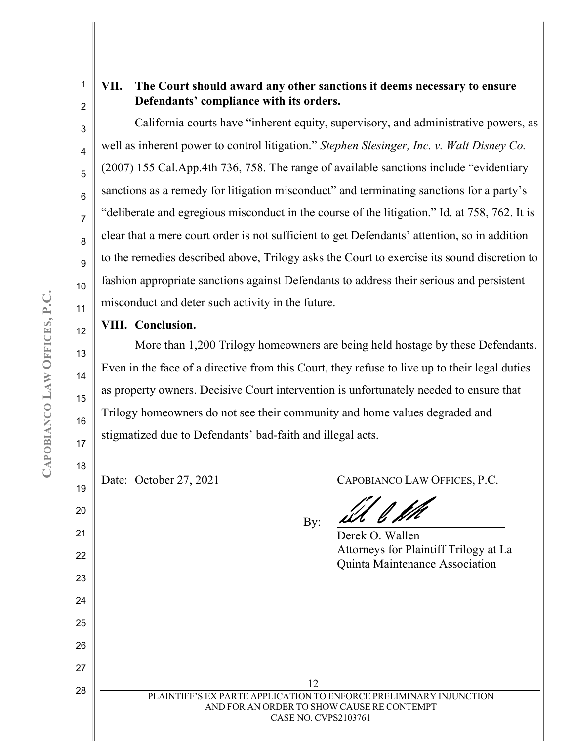## VII. The Court should award any other sanctions it deems necessary to ensure Defendants' compliance with its orders.

California courts have "inherent equity, supervisory, and administrative powers, as well as inherent power to control litigation." *Stephen Slesinger, Inc. v. Walt Disney Co.* (2007) 155 Cal.App.4th 736, 758. The range of available sanctions include "evidentiary sanctions as a remedy for litigation misconduct" and terminating sanctions for a party's "deliberate and egregious misconduct in the course of the litigation." Id. at 758, 762. It is clear that a mere court order is not sufficient to get Defendants' attention, so in addition to the remedies described above, Trilogy asks the Court to exercise its sound discretion to fashion appropriate sanctions against Defendants to address their serious and persistent misconduct and deter such activity in the future.

## VIII. Conclusion.

More than 1,200 Trilogy homeowners are being held hostage by these Defendants. Even in the face of a directive from this Court, they refuse to live up to their legal duties as property owners. Decisive Court intervention is unfortunately needed to ensure that Trilogy homeowners do not see their community and home values degraded and stigmatized due to Defendants' bad-faith and illegal acts.

Date: October 27, 2021

CAPOBIANCO LAW OFFICES, P.C.

By: [signature]

Derek O. Wallen
Attorneys for Plaintiff Trilogy at La Quinta Maintenance Association

PLAINTIFF'S EX PARTE APPLICATION TO ENFORCE PRELIMINARY INJUNCTION AND FOR AN ORDER TO SHOW CAUSE RE CONTEMPT
CASE NO. CVPS2103761